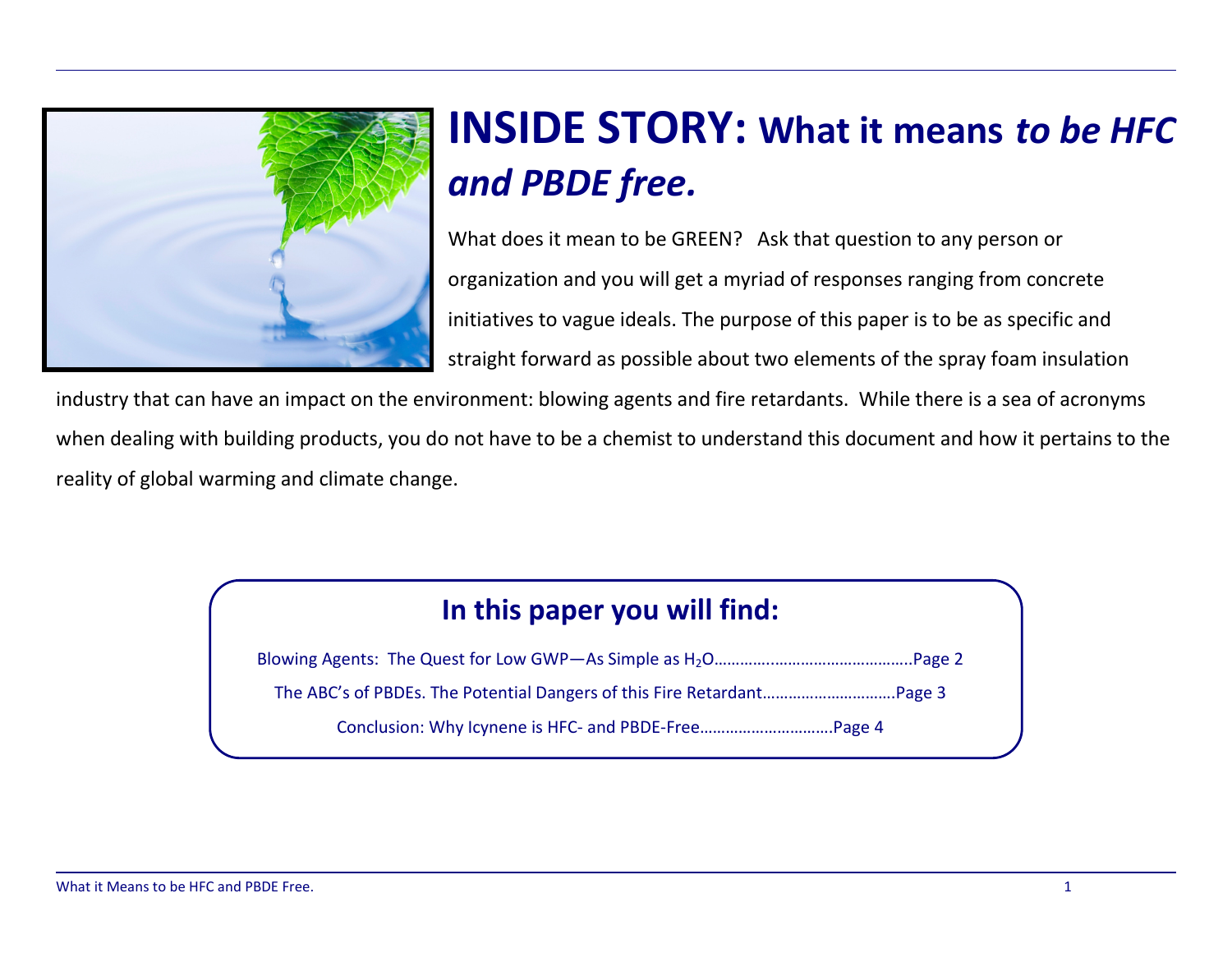# INSIDE STORY: What it means *to be HFC and PBDE free.*

What does it mean to be GREEN? Ask that question to any person or organization and you will get a myriad of responses ranging from concrete initiatives to vague ideals. The purpose of this paper is to be as specific and straight forward as possible about two elements of the spray foam insulation industry that can have an impact on the environment: blowing agents and fire retardants. While there is a sea of acronyms when dealing with building products, you do not have to be a chemist to understand this document and how it pertains to the reality of global warming and climate change.

## In this paper you will find:

Blowing Agents: The Quest for Low GWP—As Simple as $H_2O$……………………………………….Page 2

The ABC's of PBDEs. The Potential Dangers of this Fire Retardant………………………….Page 3

Conclusion: Why Icynene is HFC- and PBDE-Free…………………………Page 4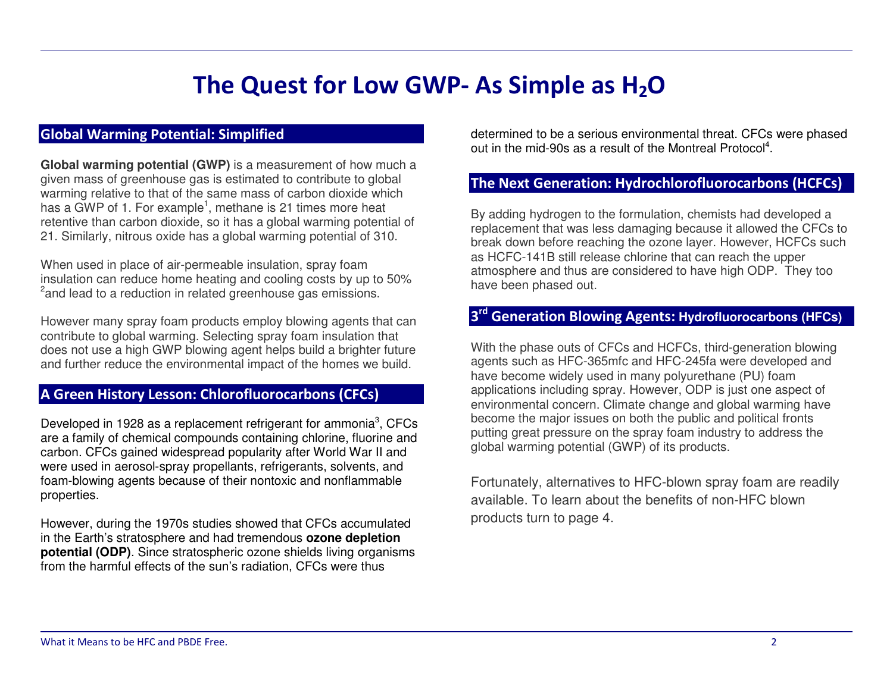# The Quest for Low GWP- As Simple as $H_2O$

## Global Warming Potential: Simplified

**Global warming potential (GWP)** is a measurement of how much a given mass of greenhouse gas is estimated to contribute to global warming relative to that of the same mass of carbon dioxide which has a GWP of 1. For example[1], methane is 21 times more heat retentive than carbon dioxide, so it has a global warming potential of 21. Similarly, nitrous oxide has a global warming potential of 310.

When used in place of air-permeable insulation, spray foam insulation can reduce home heating and cooling costs by up to 50% [2]and lead to a reduction in related greenhouse gas emissions.

However many spray foam products employ blowing agents that can contribute to global warming. Selecting spray foam insulation that does not use a high GWP blowing agent helps build a brighter future and further reduce the environmental impact of the homes we build.

## A Green History Lesson: Chlorofluorocarbons (CFCs)

Developed in 1928 as a replacement refrigerant for ammonia[3], CFCs are a family of chemical compounds containing chlorine, fluorine and carbon. CFCs gained widespread popularity after World War II and were used in aerosol-spray propellants, refrigerants, solvents, and foam-blowing agents because of their nontoxic and nonflammable properties.

However, during the 1970s studies showed that CFCs accumulated in the Earth's stratosphere and had tremendous **ozone depletion potential (ODP)**. Since stratospheric ozone shields living organisms from the harmful effects of the sun's radiation, CFCs were thus determined to be a serious environmental threat. CFCs were phased out in the mid-90s as a result of the Montreal Protocol[4].

## The Next Generation: Hydrochlorofluorocarbons (HCFCs)

By adding hydrogen to the formulation, chemists had developed a replacement that was less damaging because it allowed the CFCs to break down before reaching the ozone layer. However, HCFCs such as HCFC-141B still release chlorine that can reach the upper atmosphere and thus are considered to have high ODP. They too have been phased out.

## 3rd Generation Blowing Agents: Hydrofluorocarbons (HFCs)

With the phase outs of CFCs and HCFCs, third-generation blowing agents such as HFC-365mfc and HFC-245fa were developed and have become widely used in many polyurethane (PU) foam applications including spray. However, ODP is just one aspect of environmental concern. Climate change and global warming have become the major issues on both the public and political fronts putting great pressure on the spray foam industry to address the global warming potential (GWP) of its products.

Fortunately, alternatives to HFC-blown spray foam are readily available. To learn about the benefits of non-HFC blown products turn to page 4.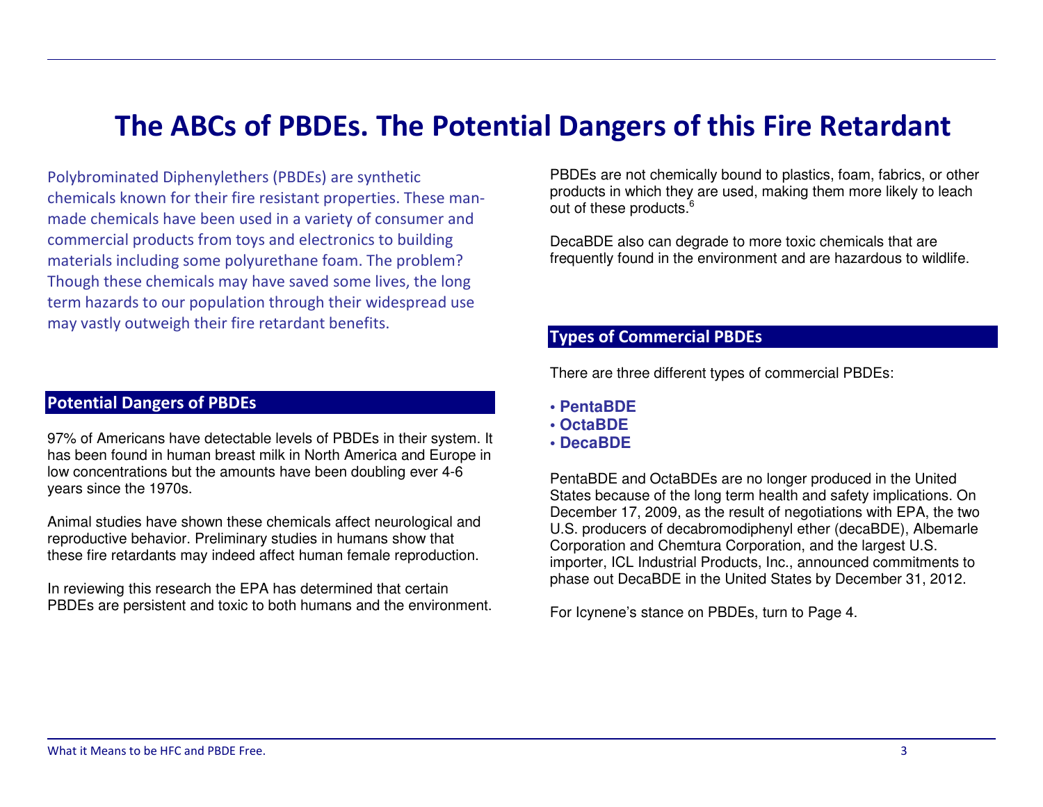# The ABCs of PBDEs. The Potential Dangers of this Fire Retardant

Polybrominated Diphenylethers (PBDEs) are synthetic chemicals known for their fire resistant properties. These man-made chemicals have been used in a variety of consumer and commercial products from toys and electronics to building materials including some polyurethane foam. The problem? Though these chemicals may have saved some lives, the long term hazards to our population through their widespread use may vastly outweigh their fire retardant benefits.

## Potential Dangers of PBDEs

97% of Americans have detectable levels of PBDEs in their system. It has been found in human breast milk in North America and Europe in low concentrations but the amounts have been doubling ever 4-6 years since the 1970s.

Animal studies have shown these chemicals affect neurological and reproductive behavior. Preliminary studies in humans show that these fire retardants may indeed affect human female reproduction.

In reviewing this research the EPA has determined that certain PBDEs are persistent and toxic to both humans and the environment.

PBDEs are not chemically bound to plastics, foam, fabrics, or other products in which they are used, making them more likely to leach out of these products.[6]

DecaBDE also can degrade to more toxic chemicals that are frequently found in the environment and are hazardous to wildlife.

## Types of Commercial PBDEs

There are three different types of commercial PBDEs:

- **PentaBDE**
- **OctaBDE**
- **DecaBDE**

PentaBDE and OctaBDEs are no longer produced in the United States because of the long term health and safety implications. On December 17, 2009, as the result of negotiations with EPA, the two U.S. producers of decabromodiphenyl ether (decaBDE), Albemarle Corporation and Chemtura Corporation, and the largest U.S. importer, ICL Industrial Products, Inc., announced commitments to phase out DecaBDE in the United States by December 31, 2012.

For Icynene's stance on PBDEs, turn to Page 4.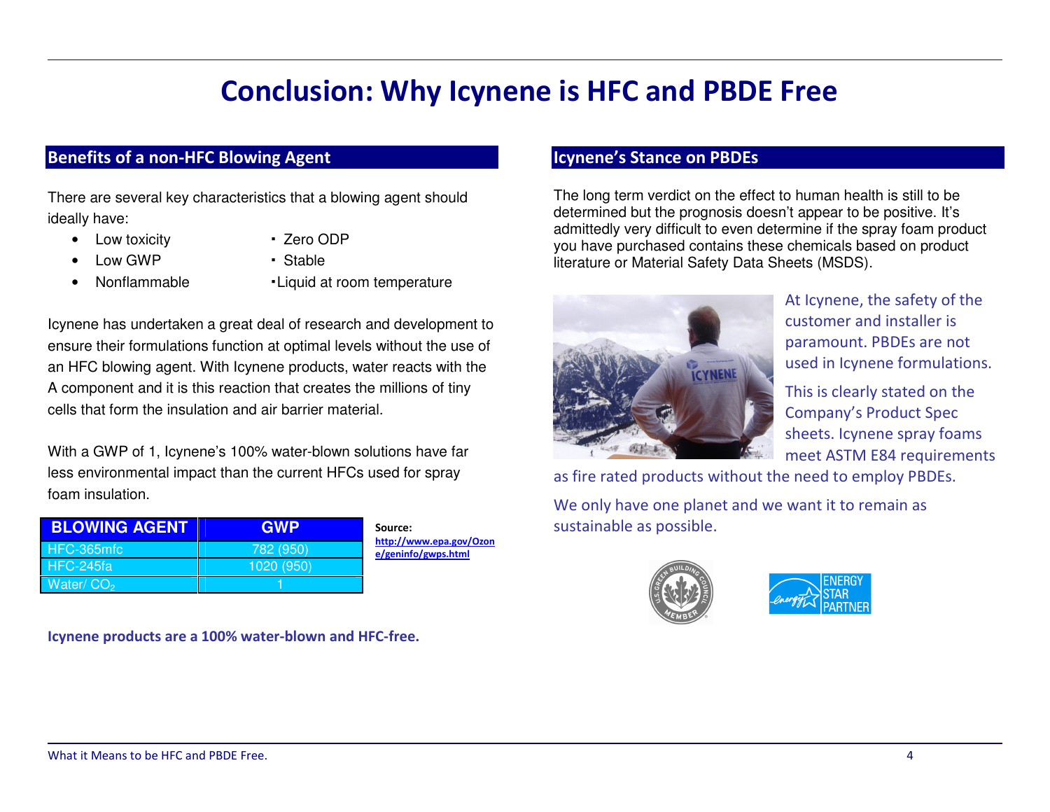# Conclusion: Why Icynene is HFC and PBDE Free

## Benefits of a non-HFC Blowing Agent

There are several key characteristics that a blowing agent should ideally have:

- Low toxicity
- Low GWP
- Nonflammable
- Zero ODP
- Stable
- Liquid at room temperature

Icynene has undertaken a great deal of research and development to ensure their formulations function at optimal levels without the use of an HFC blowing agent. With Icynene products, water reacts with the A component and it is this reaction that creates the millions of tiny cells that form the insulation and air barrier material.

With a GWP of 1, Icynene's 100% water-blown solutions have far less environmental impact than the current HFCs used for spray foam insulation.

| BLOWING AGENT | GWP |
| --- | --- |
| HFC-365mfc | 782 (950) |
| HFC-245fa | 1020 (950) |
| Water/ $CO_2$ | 1 |

**Source:** http://www.epa.gov/Ozone/geninfo/gwps.html

**Icynene products are a 100% water-blown and HFC-free.**

## Icynene's Stance on PBDEs

The long term verdict on the effect to human health is still to be determined but the prognosis doesn't appear to be positive. It's admittedly very difficult to even determine if the spray foam product you have purchased contains these chemicals based on product literature or Material Safety Data Sheets (MSDS).

At Icynene, the safety of the customer and installer is paramount. PBDEs are not used in Icynene formulations.

This is clearly stated on the Company's Product Spec sheets. Icynene spray foams meet ASTM E84 requirements as fire rated products without the need to employ PBDEs.

We only have one planet and we want it to remain as sustainable as possible.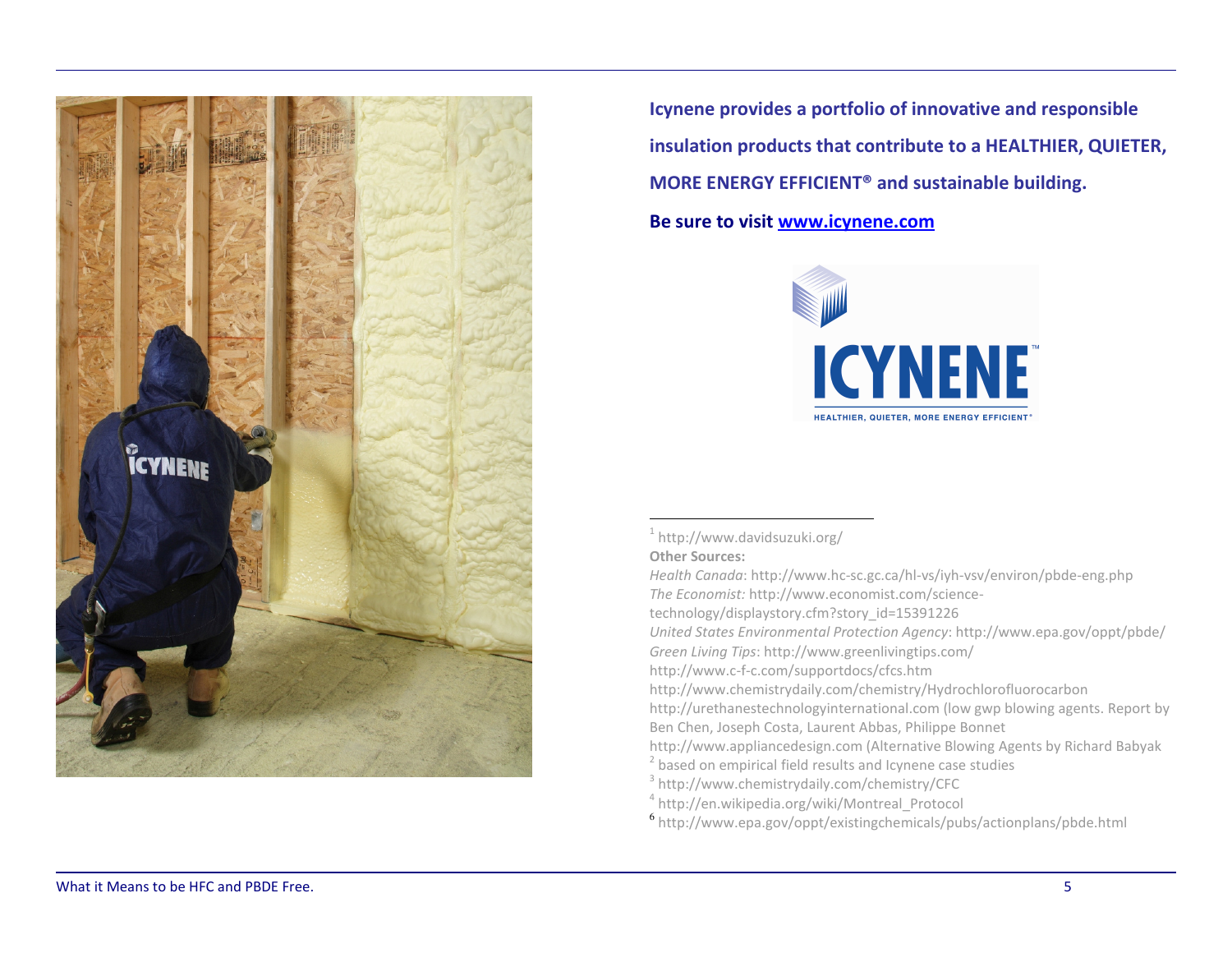**Icynene provides a portfolio of innovative and responsible insulation products that contribute to a HEALTHIER, QUIETER, MORE ENERGY EFFICIENT® and sustainable building.**

**Be sure to visit [www.icynene.com](http://www.icynene.com)**

---

[1] http://www.davidsuzuki.org/

**Other Sources:**

*Health Canada*: http://www.hc-sc.gc.ca/hl-vs/iyh-vsv/environ/pbde-eng.php
*The Economist:* http://www.economist.com/science-technology/displaystory.cfm?story_id=15391226
*United States Environmental Protection Agency*: http://www.epa.gov/oppt/pbde/
*Green Living Tips*: http://www.greenlivingtips.com/
http://www.c-f-c.com/supportdocs/cfcs.htm
http://www.chemistrydaily.com/chemistry/Hydrochlorofluorocarbon
http://urethanestechnologyinternational.com (low gwp blowing agents. Report by Ben Chen, Joseph Costa, Laurent Abbas, Philippe Bonnet
http://www.appliancedesign.com (Alternative Blowing Agents by Richard Babyak

[2] based on empirical field results and Icynene case studies

[3] http://www.chemistrydaily.com/chemistry/CFC

[4] http://en.wikipedia.org/wiki/Montreal_Protocol

[6] http://www.epa.gov/oppt/existingchemicals/pubs/actionplans/pbde.html